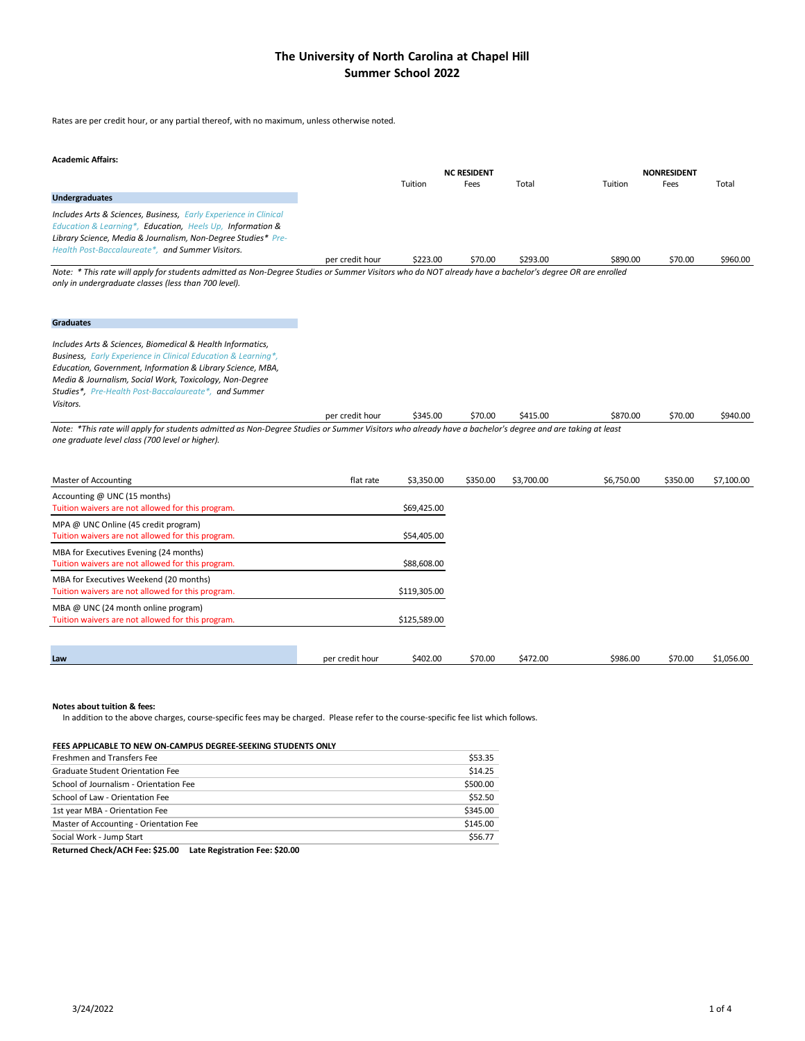# The University of North Carolina at Chapel Hill
## Summer School 2022

Rates are per credit hour, or any partial thereof, with no maximum, unless otherwise noted.

**Academic Affairs:**

| | | NC RESIDENT | | | NONRESIDENT | | |
|---|---|---|---|---|---|---|---|
| | | Tuition | Fees | Total | Tuition | Fees | Total |
| **Undergraduates** | | | | | | | |
| *Includes Arts & Sciences, Business, Early Experience in Clinical Education & Learning\*, Education, Heels Up, Information & Library Science, Media & Journalism, Non-Degree Studies\* Pre-Health Post-Baccalaureate\*, and Summer Visitors.* | per credit hour | $223.00 | $70.00 | $293.00 | $890.00 | $70.00 | $960.00 |

*Note: * This rate will apply for students admitted as Non-Degree Studies or Summer Visitors who do NOT already have a bachelor's degree OR are enrolled only in undergraduate classes (less than 700 level).*

| | | NC RESIDENT | | | NONRESIDENT | | |
|---|---|---|---|---|---|---|---|
| | | Tuition | Fees | Total | Tuition | Fees | Total |
| **Graduates** | | | | | | | |
| *Includes Arts & Sciences, Biomedical & Health Informatics, Business, Early Experience in Clinical Education & Learning\*, Education, Government, Information & Library Science, MBA, Media & Journalism, Social Work, Toxicology, Non-Degree Studies\*, Pre-Health Post-Baccalaureate\*, and Summer Visitors.* | per credit hour | $345.00 | $70.00 | $415.00 | $870.00 | $70.00 | $940.00 |

*Note: *This rate will apply for students admitted as Non-Degree Studies or Summer Visitors who already have a bachelor's degree and are taking at least one graduate level class (700 level or higher).*

| | | NC RESIDENT | | | NONRESIDENT | | |
|---|---|---|---|---|---|---|---|
| | | Tuition | Fees | Total | Tuition | Fees | Total |
| Master of Accounting | flat rate | $3,350.00 | $350.00 | $3,700.00 | $6,750.00 | $350.00 | $7,100.00 |
| Accounting @ UNC (15 months)<br>Tuition waivers are not allowed for this program. | | $69,425.00 | | | | | |
| MPA @ UNC Online (45 credit program)<br>Tuition waivers are not allowed for this program. | | $54,405.00 | | | | | |
| MBA for Executives Evening (24 months)<br>Tuition waivers are not allowed for this program. | | $88,608.00 | | | | | |
| MBA for Executives Weekend (20 months)<br>Tuition waivers are not allowed for this program. | | $119,305.00 | | | | | |
| MBA @ UNC (24 month online program)<br>Tuition waivers are not allowed for this program. | | $125,589.00 | | | | | |
| **Law** | per credit hour | $402.00 | $70.00 | $472.00 | $986.00 | $70.00 | $1,056.00 |

**Notes about tuition & fees:**

In addition to the above charges, course-specific fees may be charged. Please refer to the course-specific fee list which follows.

| FEES APPLICABLE TO NEW ON-CAMPUS DEGREE-SEEKING STUDENTS ONLY | |
|---|---|
| Freshmen and Transfers Fee | $53.35 |
| Graduate Student Orientation Fee | $14.25 |
| School of Journalism - Orientation Fee | $500.00 |
| School of Law - Orientation Fee | $52.50 |
| 1st year MBA - Orientation Fee | $345.00 |
| Master of Accounting - Orientation Fee | $145.00 |
| Social Work - Jump Start | $56.77 |

**Returned Check/ACH Fee: $25.00 Late Registration Fee: $20.00**

3/24/2022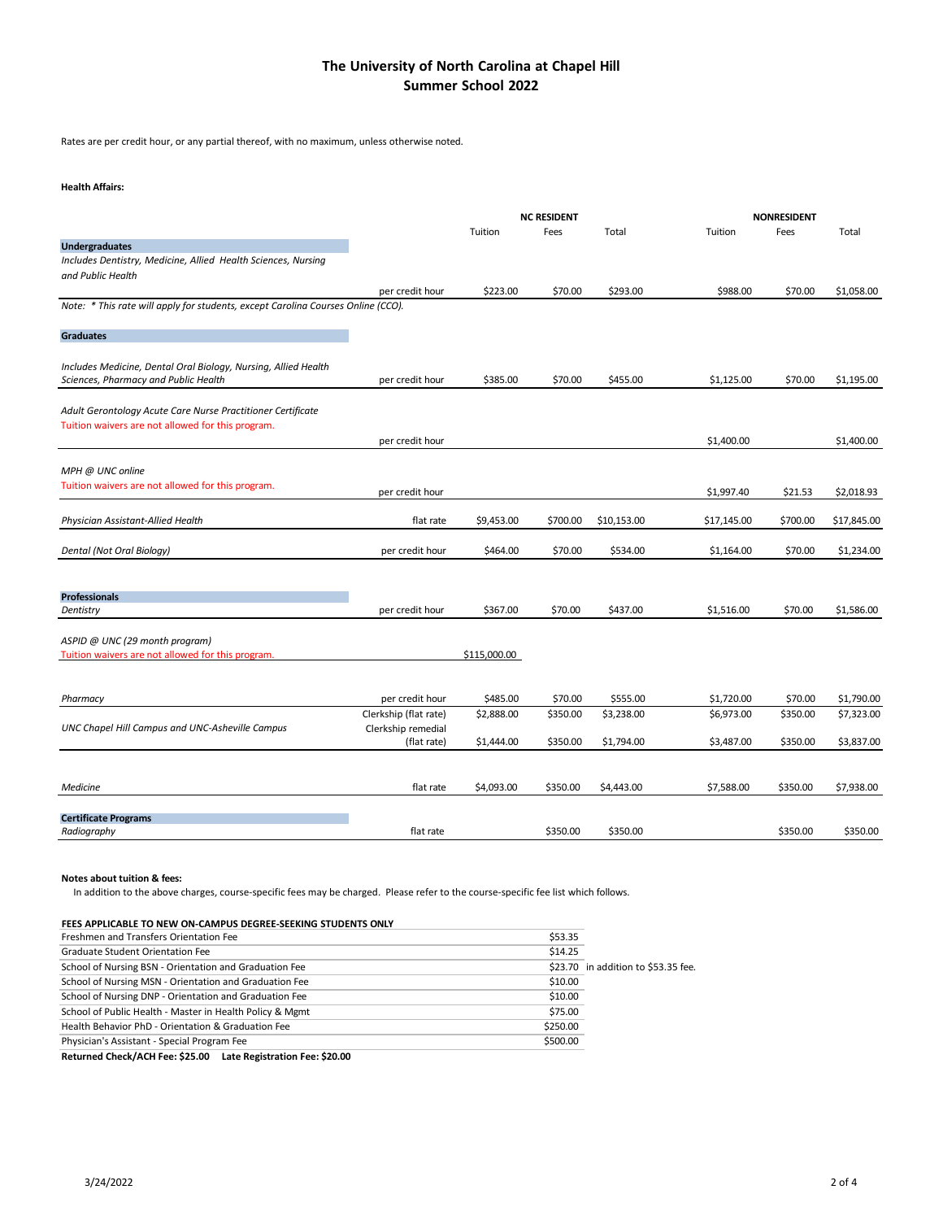# The University of North Carolina at Chapel Hill
## Summer School 2022

Rates are per credit hour, or any partial thereof, with no maximum, unless otherwise noted.

**Health Affairs:**

| | | NC RESIDENT | | | NONRESIDENT | | |
|---|---|---|---|---|---|---|---|
| | | Tuition | Fees | Total | Tuition | Fees | Total |
| **Undergraduates** | | | | | | | |
| *Includes Dentistry, Medicine, Allied Health Sciences, Nursing and Public Health* | per credit hour | $223.00 | $70.00 | $293.00 | $988.00 | $70.00 | $1,058.00 |
| *Note: * This rate will apply for students, except Carolina Courses Online (CCO).* | | | | | | | |
| **Graduates** | | | | | | | |
| *Includes Medicine, Dental Oral Biology, Nursing, Allied Health Sciences, Pharmacy and Public Health* | per credit hour | $385.00 | $70.00 | $455.00 | $1,125.00 | $70.00 | $1,195.00 |
| *Adult Gerontology Acute Care Nurse Practitioner Certificate* Tuition waivers are not allowed for this program. | per credit hour | | | | $1,400.00 | | $1,400.00 |
| *MPH @ UNC online* Tuition waivers are not allowed for this program. | per credit hour | | | | $1,997.40 | $21.53 | $2,018.93 |
| *Physician Assistant-Allied Health* | flat rate | $9,453.00 | $700.00 | $10,153.00 | $17,145.00 | $700.00 | $17,845.00 |
| *Dental (Not Oral Biology)* | per credit hour | $464.00 | $70.00 | $534.00 | $1,164.00 | $70.00 | $1,234.00 |
| **Professionals** | | | | | | | |
| *Dentistry* | per credit hour | $367.00 | $70.00 | $437.00 | $1,516.00 | $70.00 | $1,586.00 |
| *ASPID @ UNC (29 month program)* Tuition waivers are not allowed for this program. | | $115,000.00 | | | | | |
| *Pharmacy* | per credit hour | $485.00 | $70.00 | $555.00 | $1,720.00 | $70.00 | $1,790.00 |
| *UNC Chapel Hill Campus and UNC-Asheville Campus* | Clerkship (flat rate) | $2,888.00 | $350.00 | $3,238.00 | $6,973.00 | $350.00 | $7,323.00 |
| | Clerkship remedial (flat rate) | $1,444.00 | $350.00 | $1,794.00 | $3,487.00 | $350.00 | $3,837.00 |
| *Medicine* | flat rate | $4,093.00 | $350.00 | $4,443.00 | $7,588.00 | $350.00 | $7,938.00 |
| **Certificate Programs** | | | | | | | |
| *Radiography* | flat rate | | $350.00 | $350.00 | | $350.00 | $350.00 |

**Notes about tuition & fees:**

In addition to the above charges, course-specific fees may be charged. Please refer to the course-specific fee list which follows.

| FEES APPLICABLE TO NEW ON-CAMPUS DEGREE-SEEKING STUDENTS ONLY | | |
|---|---|---|
| Freshmen and Transfers Orientation Fee | $53.35 | |
| Graduate Student Orientation Fee | $14.25 | |
| School of Nursing BSN - Orientation and Graduation Fee | $23.70 | in addition to $53.35 fee. |
| School of Nursing MSN - Orientation and Graduation Fee | $10.00 | |
| School of Nursing DNP - Orientation and Graduation Fee | $10.00 | |
| School of Public Health - Master in Health Policy & Mgmt | $75.00 | |
| Health Behavior PhD - Orientation & Graduation Fee | $250.00 | |
| Physician's Assistant - Special Program Fee | $500.00 | |

**Returned Check/ACH Fee: $25.00 Late Registration Fee: $20.00**

3/24/2022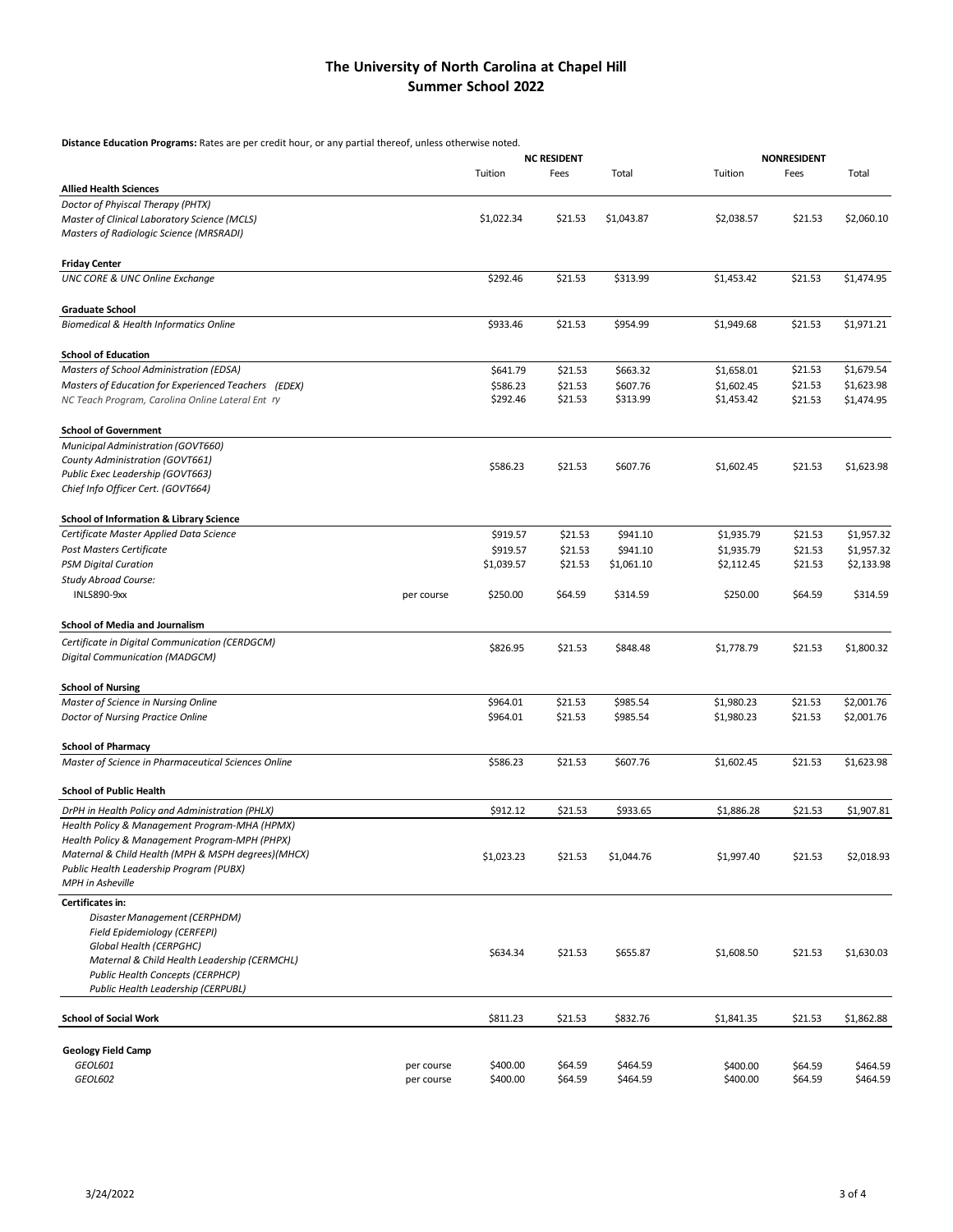# The University of North Carolina at Chapel Hill
## Summer School 2022

**Distance Education Programs:** Rates are per credit hour, or any partial thereof, unless otherwise noted.

| | | NC RESIDENT | | | NONRESIDENT | | |
|---|---|---|---|---|---|---|---|
| | | Tuition | Fees | Total | Tuition | Fees | Total |
| **Allied Health Sciences** | | | | | | | |
| *Doctor of Phyiscal Therapy (PHTX)*<br>*Master of Clinical Laboratory Science (MCLS)*<br>*Masters of Radiologic Science (MRSRADI)* | | $1,022.34 | $21.53 | $1,043.87 | $2,038.57 | $21.53 | $2,060.10 |
| **Friday Center** | | | | | | | |
| *UNC CORE & UNC Online Exchange* | | $292.46 | $21.53 | $313.99 | $1,453.42 | $21.53 | $1,474.95 |
| **Graduate School** | | | | | | | |
| *Biomedical & Health Informatics Online* | | $933.46 | $21.53 | $954.99 | $1,949.68 | $21.53 | $1,971.21 |
| **School of Education** | | | | | | | |
| *Masters of School Administration (EDSA)* | | $641.79 | $21.53 | $663.32 | $1,658.01 | $21.53 | $1,679.54 |
| *Masters of Education for Experienced Teachers (EDEX)* | | $586.23 | $21.53 | $607.76 | $1,602.45 | $21.53 | $1,623.98 |
| *NC Teach Program, Carolina Online Lateral Ent ry* | | $292.46 | $21.53 | $313.99 | $1,453.42 | $21.53 | $1,474.95 |
| **School of Government** | | | | | | | |
| *Municipal Administration (GOVT660)*<br>*County Administration (GOVT661)*<br>*Public Exec Leadership (GOVT663)*<br>*Chief Info Officer Cert. (GOVT664)* | | $586.23 | $21.53 | $607.76 | $1,602.45 | $21.53 | $1,623.98 |
| **School of Information & Library Science** | | | | | | | |
| *Certificate Master Applied Data Science* | | $919.57 | $21.53 | $941.10 | $1,935.79 | $21.53 | $1,957.32 |
| *Post Masters Certificate* | | $919.57 | $21.53 | $941.10 | $1,935.79 | $21.53 | $1,957.32 |
| *PSM Digital Curation* | | $1,039.57 | $21.53 | $1,061.10 | $2,112.45 | $21.53 | $2,133.98 |
| *Study Abroad Course:* | | | | | | | |
| INLS890-9xx | per course | $250.00 | $64.59 | $314.59 | $250.00 | $64.59 | $314.59 |
| **School of Media and Journalism** | | | | | | | |
| *Certificate in Digital Communication (CERDGCM)*<br>*Digital Communication (MADGCM)* | | $826.95 | $21.53 | $848.48 | $1,778.79 | $21.53 | $1,800.32 |
| **School of Nursing** | | | | | | | |
| *Master of Science in Nursing Online* | | $964.01 | $21.53 | $985.54 | $1,980.23 | $21.53 | $2,001.76 |
| *Doctor of Nursing Practice Online* | | $964.01 | $21.53 | $985.54 | $1,980.23 | $21.53 | $2,001.76 |
| **School of Pharmacy** | | | | | | | |
| *Master of Science in Pharmaceutical Sciences Online* | | $586.23 | $21.53 | $607.76 | $1,602.45 | $21.53 | $1,623.98 |
| **School of Public Health** | | | | | | | |
| *DrPH in Health Policy and Administration (PHLX)* | | $912.12 | $21.53 | $933.65 | $1,886.28 | $21.53 | $1,907.81 |
| *Health Policy & Management Program-MHA (HPMX)*<br>*Health Policy & Management Program-MPH (PHPX)*<br>*Maternal & Child Health (MPH & MSPH degrees)(MHCX)*<br>*Public Health Leadership Program (PUBX)*<br>*MPH in Asheville* | | $1,023.23 | $21.53 | $1,044.76 | $1,997.40 | $21.53 | $2,018.93 |
| **Certificates in:**<br>*Disaster Management (CERPHDM)*<br>*Field Epidemiology (CERFEPI)*<br>*Global Health (CERPGHC)*<br>*Maternal & Child Health Leadership (CERMCHL)*<br>*Public Health Concepts (CERPHCP)*<br>*Public Health Leadership (CERPUBL)* | | $634.34 | $21.53 | $655.87 | $1,608.50 | $21.53 | $1,630.03 |
| **School of Social Work** | | $811.23 | $21.53 | $832.76 | $1,841.35 | $21.53 | $1,862.88 |
| **Geology Field Camp** | | | | | | | |
| *GEOL601* | per course | $400.00 | $64.59 | $464.59 | $400.00 | $64.59 | $464.59 |
| *GEOL602* | per course | $400.00 | $64.59 | $464.59 | $400.00 | $64.59 | $464.59 |

3/24/2022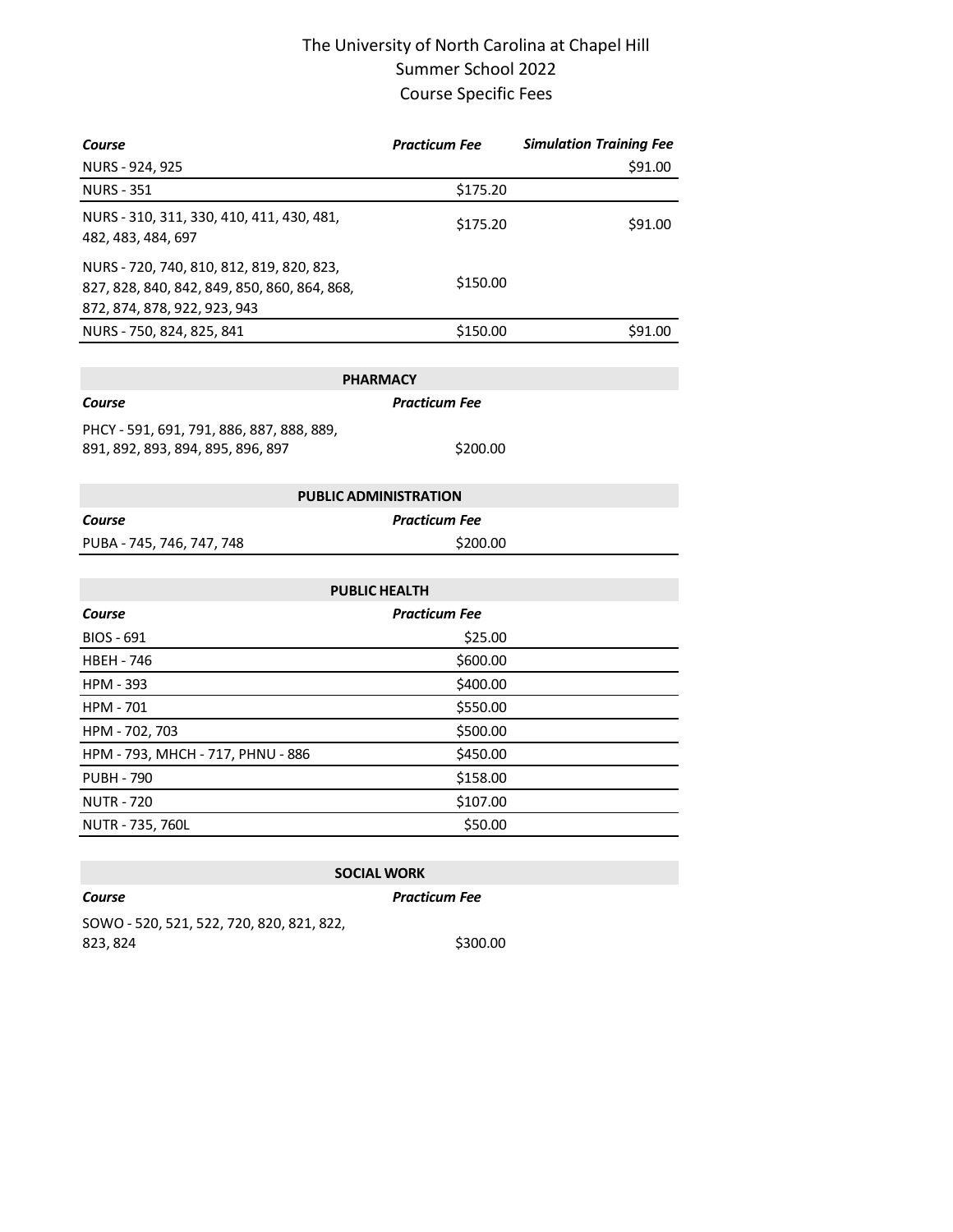# The University of North Carolina at Chapel Hill
## Summer School 2022
## Course Specific Fees

| *Course* | *Practicum Fee* | *Simulation Training Fee* |
|---|---|---|
| NURS - 924, 925 | | $91.00 |
| NURS - 351 | $175.20 | |
| NURS - 310, 311, 330, 410, 411, 430, 481, 482, 483, 484, 697 | $175.20 | $91.00 |
| NURS - 720, 740, 810, 812, 819, 820, 823, 827, 828, 840, 842, 849, 850, 860, 864, 868, 872, 874, 878, 922, 923, 943 | $150.00 | |
| NURS - 750, 824, 825, 841 | $150.00 | $91.00 |

**PHARMACY**

| *Course* | *Practicum Fee* |
|---|---|
| PHCY - 591, 691, 791, 886, 887, 888, 889, 891, 892, 893, 894, 895, 896, 897 | $200.00 |

**PUBLIC ADMINISTRATION**

| *Course* | *Practicum Fee* |
|---|---|
| PUBA - 745, 746, 747, 748 | $200.00 |

**PUBLIC HEALTH**

| *Course* | *Practicum Fee* |
|---|---|
| BIOS - 691 | $25.00 |
| HBEH - 746 | $600.00 |
| HPM - 393 | $400.00 |
| HPM - 701 | $550.00 |
| HPM - 702, 703 | $500.00 |
| HPM - 793, MHCH - 717, PHNU - 886 | $450.00 |
| PUBH - 790 | $158.00 |
| NUTR - 720 | $107.00 |
| NUTR - 735, 760L | $50.00 |

**SOCIAL WORK**

| *Course* | *Practicum Fee* |
|---|---|
| SOWO - 520, 521, 522, 720, 820, 821, 822, 823, 824 | $300.00 |